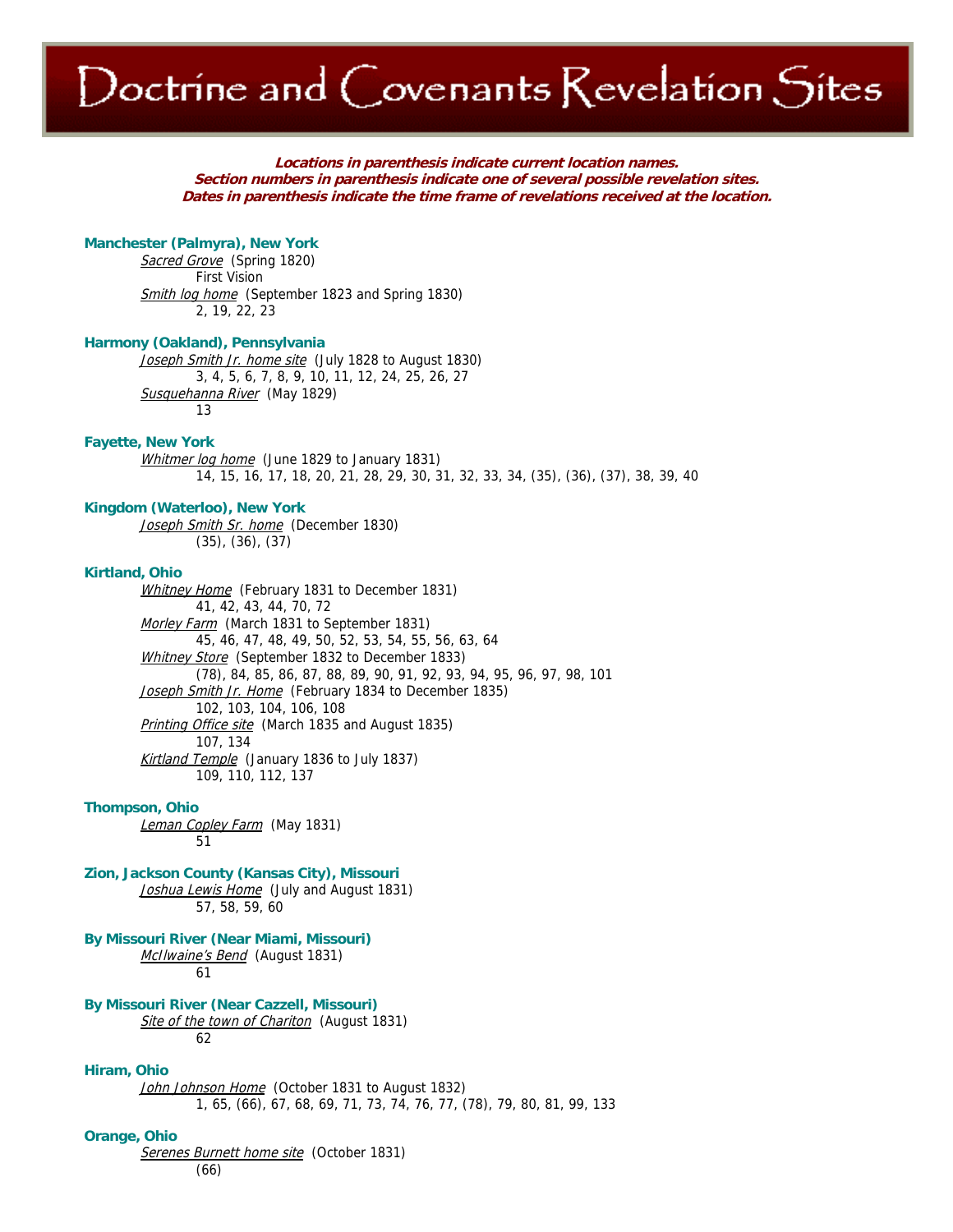# Doctrine and Covenants Revelation Sites

***Locations in parenthesis indicate current location names.***
***Section numbers in parenthesis indicate one of several possible revelation sites.***
***Dates in parenthesis indicate the time frame of revelations received at the location.***

**Manchester (Palmyra), New York**

*Sacred Grove* (Spring 1820)
First Vision

*Smith log home* (September 1823 and Spring 1830)
2, 19, 22, 23

**Harmony (Oakland), Pennsylvania**

*Joseph Smith Jr. home site* (July 1828 to August 1830)
3, 4, 5, 6, 7, 8, 9, 10, 11, 12, 24, 25, 26, 27

*Susquehanna River* (May 1829)
13

**Fayette, New York**

*Whitmer log home* (June 1829 to January 1831)
14, 15, 16, 17, 18, 20, 21, 28, 29, 30, 31, 32, 33, 34, (35), (36), (37), 38, 39, 40

**Kingdom (Waterloo), New York**

*Joseph Smith Sr. home* (December 1830)
(35), (36), (37)

**Kirtland, Ohio**

*Whitney Home* (February 1831 to December 1831)
41, 42, 43, 44, 70, 72

*Morley Farm* (March 1831 to September 1831)
45, 46, 47, 48, 49, 50, 52, 53, 54, 55, 56, 63, 64

*Whitney Store* (September 1832 to December 1833)
(78), 84, 85, 86, 87, 88, 89, 90, 91, 92, 93, 94, 95, 96, 97, 98, 101

*Joseph Smith Jr. Home* (February 1834 to December 1835)
102, 103, 104, 106, 108

*Printing Office site* (March 1835 and August 1835)
107, 134

*Kirtland Temple* (January 1836 to July 1837)
109, 110, 112, 137

**Thompson, Ohio**

*Leman Copley Farm* (May 1831)
51

**Zion, Jackson County (Kansas City), Missouri**

*Joshua Lewis Home* (July and August 1831)
57, 58, 59, 60

**By Missouri River (Near Miami, Missouri)**

*McIlwaine's Bend* (August 1831)
61

**By Missouri River (Near Cazzell, Missouri)**

*Site of the town of Chariton* (August 1831)
62

**Hiram, Ohio**

*John Johnson Home* (October 1831 to August 1832)
1, 65, (66), 67, 68, 69, 71, 73, 74, 76, 77, (78), 79, 80, 81, 99, 133

**Orange, Ohio**

*Serenes Burnett home site* (October 1831)
(66)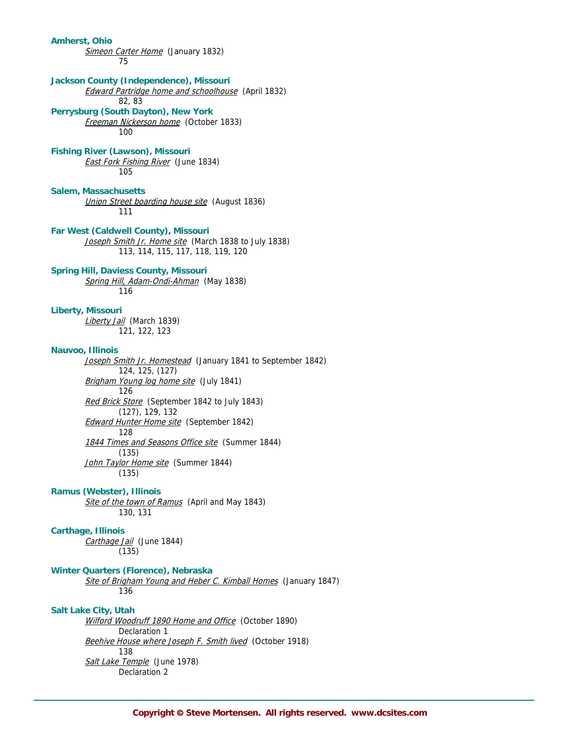**Amherst, Ohio**

*Simeon Carter Home* (January 1832)
75

**Jackson County (Independence), Missouri**

*Edward Partridge home and schoolhouse* (April 1832)
82, 83

**Perrysburg (South Dayton), New York**

*Freeman Nickerson home* (October 1833)
100

**Fishing River (Lawson), Missouri**

*East Fork Fishing River* (June 1834)
105

**Salem, Massachusetts**

*Union Street boarding house site* (August 1836)
111

**Far West (Caldwell County), Missouri**

*Joseph Smith Jr. Home site* (March 1838 to July 1838)
113, 114, 115, 117, 118, 119, 120

**Spring Hill, Daviess County, Missouri**

*Spring Hill, Adam-Ondi-Ahman* (May 1838)
116

**Liberty, Missouri**

*Liberty Jail* (March 1839)
121, 122, 123

**Nauvoo, Illinois**

*Joseph Smith Jr. Homestead* (January 1841 to September 1842)
124, 125, (127)

*Brigham Young log home site* (July 1841)
126

*Red Brick Store* (September 1842 to July 1843)
(127), 129, 132

*Edward Hunter Home site* (September 1842)
128

*1844 Times and Seasons Office site* (Summer 1844)
(135)

*John Taylor Home site* (Summer 1844)
(135)

**Ramus (Webster), Illinois**

*Site of the town of Ramus* (April and May 1843)
130, 131

**Carthage, Illinois**

*Carthage Jail* (June 1844)
(135)

**Winter Quarters (Florence), Nebraska**

*Site of Brigham Young and Heber C. Kimball Homes* (January 1847)
136

**Salt Lake City, Utah**

*Wilford Woodruff 1890 Home and Office* (October 1890)
Declaration 1

*Beehive House where Joseph F. Smith lived* (October 1918)
138

*Salt Lake Temple* (June 1978)
Declaration 2

**Copyright © Steve Mortensen. All rights reserved. www.dcsites.com**